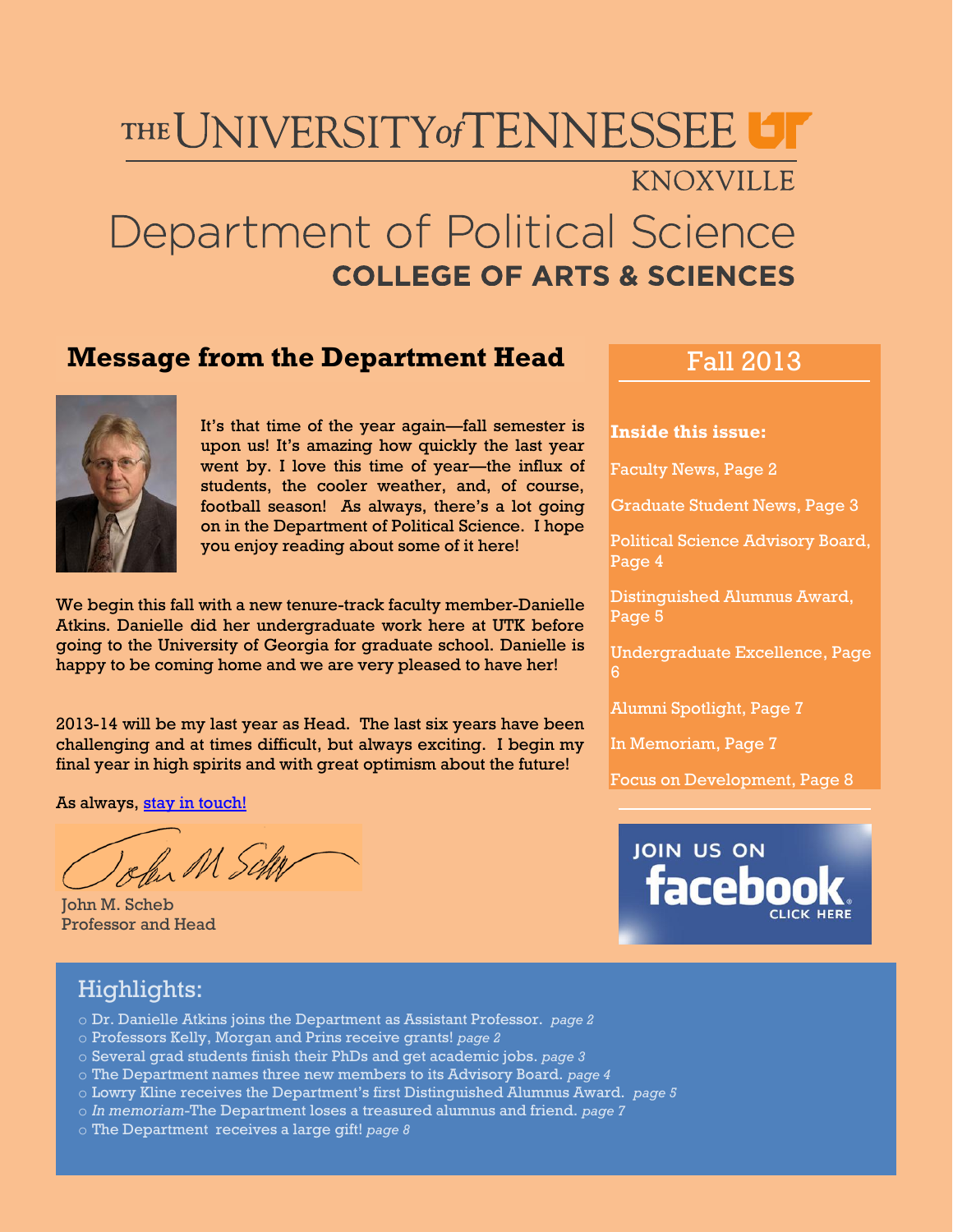# THE UNIVERSITY of TENNESSEE KNOXVILLE

## Department of Political Science
### COLLEGE OF ARTS & SCIENCES

## Message from the Department Head

It's that time of the year again—fall semester is upon us! It's amazing how quickly the last year went by. I love this time of year—the influx of students, the cooler weather, and, of course, football season! As always, there's a lot going on in the Department of Political Science. I hope you enjoy reading about some of it here!

We begin this fall with a new tenure-track faculty member-Danielle Atkins. Danielle did her undergraduate work here at UTK before going to the University of Georgia for graduate school. Danielle is happy to be coming home and we are very pleased to have her!

2013-14 will be my last year as Head. The last six years have been challenging and at times difficult, but always exciting. I begin my final year in high spirits and with great optimism about the future!

As always, stay in touch!

John M. Scheb
Professor and Head

## Fall 2013

**Inside this issue:**

- Faculty News, Page 2
- Graduate Student News, Page 3
- Political Science Advisory Board, Page 4
- Distinguished Alumnus Award, Page 5
- Undergraduate Excellence, Page 6
- Alumni Spotlight, Page 7
- In Memoriam, Page 7
- Focus on Development, Page 8

JOIN US ON facebook CLICK HERE

## Highlights:

- Dr. Danielle Atkins joins the Department as Assistant Professor. *page 2*
- Professors Kelly, Morgan and Prins receive grants! *page 2*
- Several grad students finish their PhDs and get academic jobs. *page 3*
- The Department names three new members to its Advisory Board. *page 4*
- Lowry Kline receives the Department's first Distinguished Alumnus Award. *page 5*
- *In memoriam*-The Department loses a treasured alumnus and friend. *page 7*
- The Department receives a large gift! *page 8*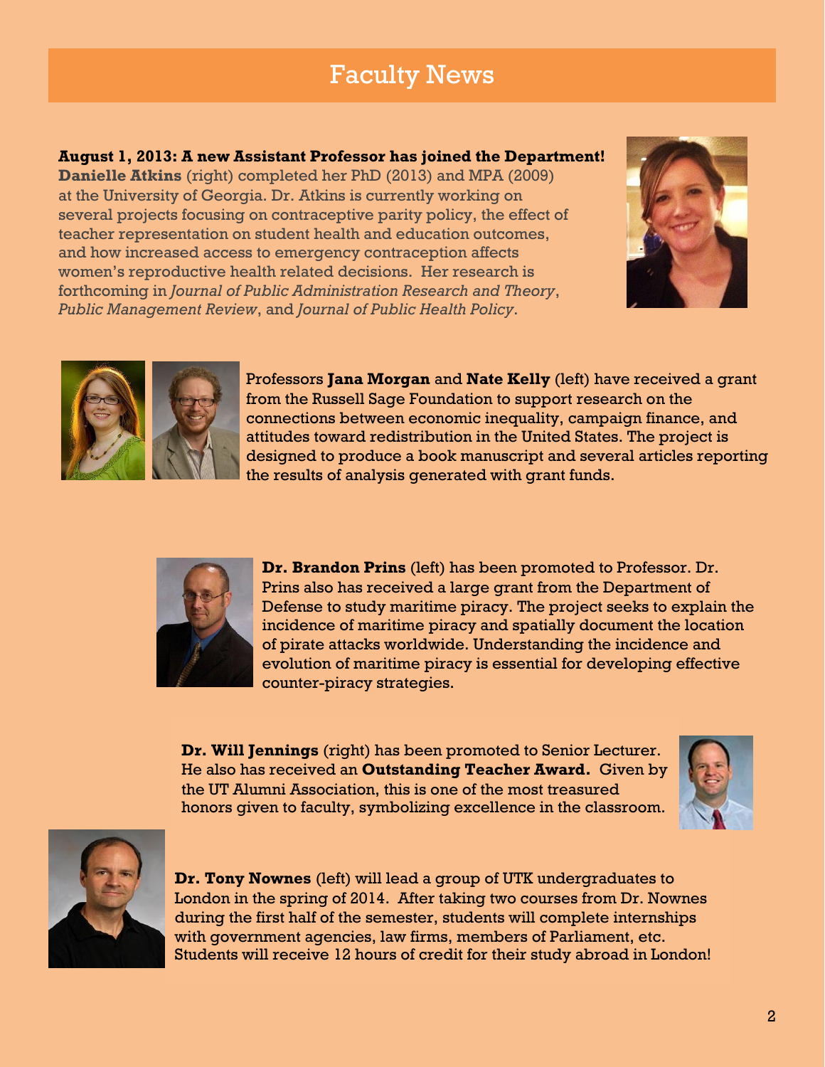# Faculty News

**August 1, 2013: A new Assistant Professor has joined the Department!**
**Danielle Atkins** (right) completed her PhD (2013) and MPA (2009) at the University of Georgia. Dr. Atkins is currently working on several projects focusing on contraceptive parity policy, the effect of teacher representation on student health and education outcomes, and how increased access to emergency contraception affects women's reproductive health related decisions. Her research is forthcoming in *Journal of Public Administration Research and Theory*, *Public Management Review*, and *Journal of Public Health Policy*.

Professors **Jana Morgan** and **Nate Kelly** (left) have received a grant from the Russell Sage Foundation to support research on the connections between economic inequality, campaign finance, and attitudes toward redistribution in the United States. The project is designed to produce a book manuscript and several articles reporting the results of analysis generated with grant funds.

**Dr. Brandon Prins** (left) has been promoted to Professor. Dr. Prins also has received a large grant from the Department of Defense to study maritime piracy. The project seeks to explain the incidence of maritime piracy and spatially document the location of pirate attacks worldwide. Understanding the incidence and evolution of maritime piracy is essential for developing effective counter-piracy strategies.

**Dr. Will Jennings** (right) has been promoted to Senior Lecturer. He also has received an **Outstanding Teacher Award.** Given by the UT Alumni Association, this is one of the most treasured honors given to faculty, symbolizing excellence in the classroom.

**Dr. Tony Nownes** (left) will lead a group of UTK undergraduates to London in the spring of 2014. After taking two courses from Dr. Nownes during the first half of the semester, students will complete internships with government agencies, law firms, members of Parliament, etc. Students will receive 12 hours of credit for their study abroad in London!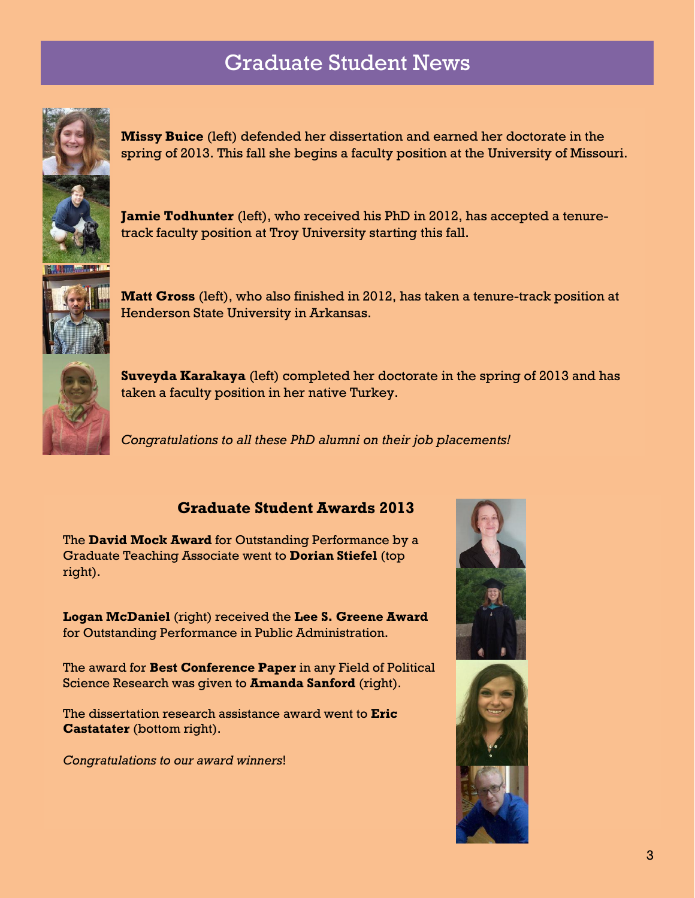# Graduate Student News

**Missy Buice** (left) defended her dissertation and earned her doctorate in the spring of 2013. This fall she begins a faculty position at the University of Missouri.

**Jamie Todhunter** (left), who received his PhD in 2012, has accepted a tenure-track faculty position at Troy University starting this fall.

**Matt Gross** (left), who also finished in 2012, has taken a tenure-track position at Henderson State University in Arkansas.

**Suveyda Karakaya** (left) completed her doctorate in the spring of 2013 and has taken a faculty position in her native Turkey.

*Congratulations to all these PhD alumni on their job placements!*

## Graduate Student Awards 2013

The **David Mock Award** for Outstanding Performance by a Graduate Teaching Associate went to **Dorian Stiefel** (top right).

**Logan McDaniel** (right) received the **Lee S. Greene Award** for Outstanding Performance in Public Administration.

The award for **Best Conference Paper** in any Field of Political Science Research was given to **Amanda Sanford** (right).

The dissertation research assistance award went to **Eric Castatater** (bottom right).

*Congratulations to our award winners*!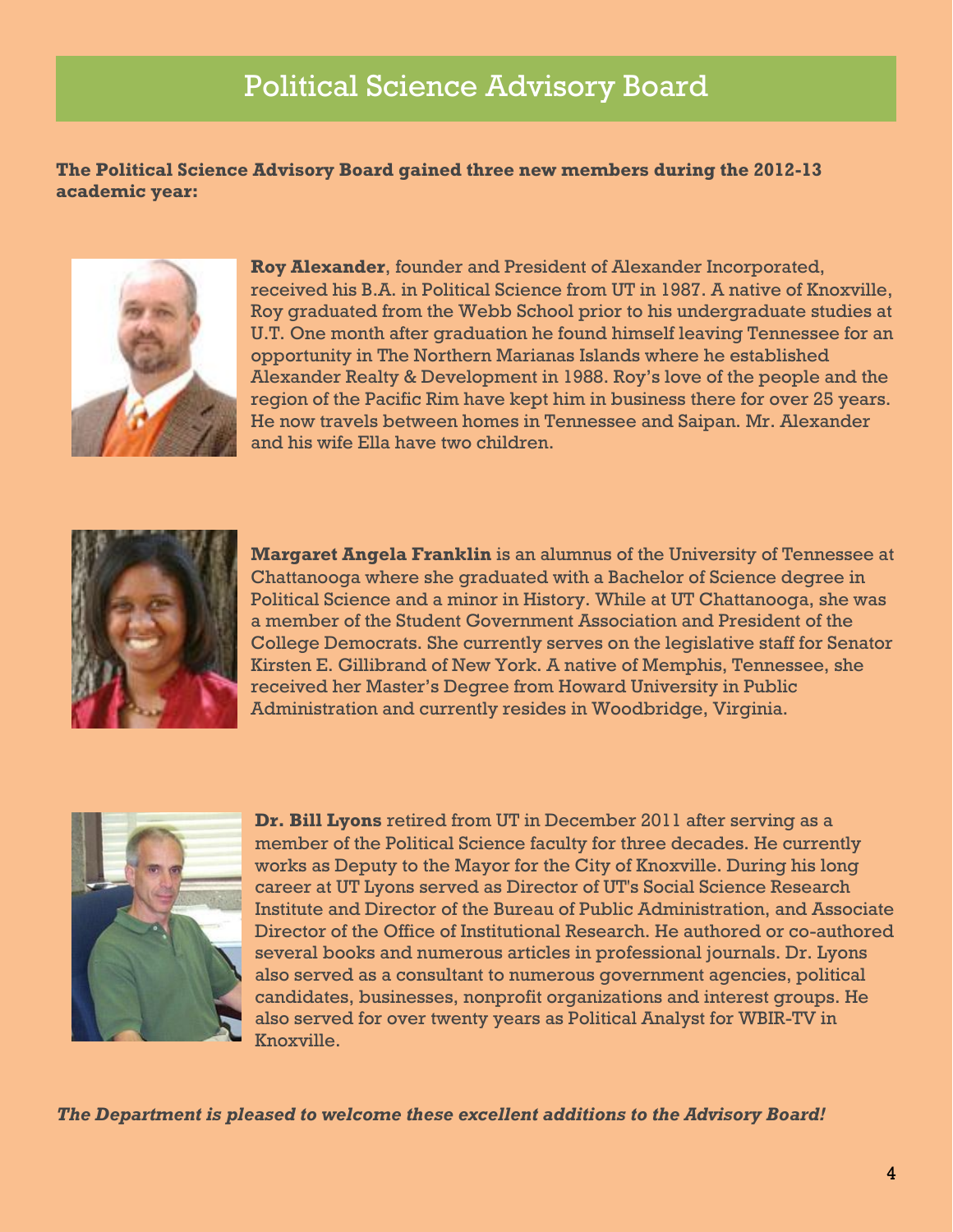# Political Science Advisory Board

**The Political Science Advisory Board gained three new members during the 2012-13 academic year:**

**Roy Alexander**, founder and President of Alexander Incorporated, received his B.A. in Political Science from UT in 1987. A native of Knoxville, Roy graduated from the Webb School prior to his undergraduate studies at U.T. One month after graduation he found himself leaving Tennessee for an opportunity in The Northern Marianas Islands where he established Alexander Realty & Development in 1988. Roy's love of the people and the region of the Pacific Rim have kept him in business there for over 25 years. He now travels between homes in Tennessee and Saipan. Mr. Alexander and his wife Ella have two children.

**Margaret Angela Franklin** is an alumnus of the University of Tennessee at Chattanooga where she graduated with a Bachelor of Science degree in Political Science and a minor in History. While at UT Chattanooga, she was a member of the Student Government Association and President of the College Democrats. She currently serves on the legislative staff for Senator Kirsten E. Gillibrand of New York. A native of Memphis, Tennessee, she received her Master's Degree from Howard University in Public Administration and currently resides in Woodbridge, Virginia.

**Dr. Bill Lyons** retired from UT in December 2011 after serving as a member of the Political Science faculty for three decades. He currently works as Deputy to the Mayor for the City of Knoxville. During his long career at UT Lyons served as Director of UT's Social Science Research Institute and Director of the Bureau of Public Administration, and Associate Director of the Office of Institutional Research. He authored or co-authored several books and numerous articles in professional journals. Dr. Lyons also served as a consultant to numerous government agencies, political candidates, businesses, nonprofit organizations and interest groups. He also served for over twenty years as Political Analyst for WBIR-TV in Knoxville.

***The Department is pleased to welcome these excellent additions to the Advisory Board!***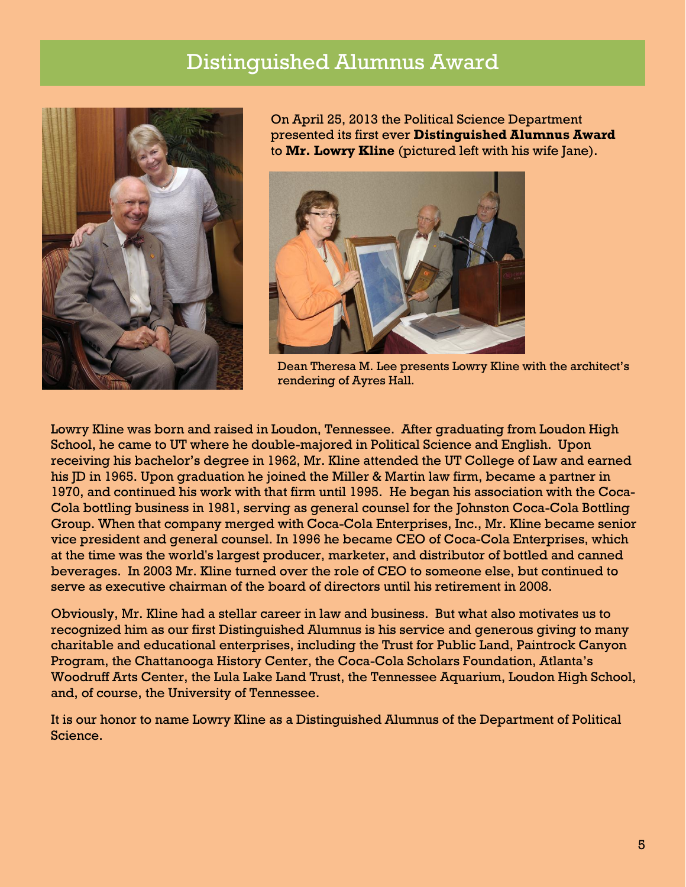# Distinguished Alumnus Award

On April 25, 2013 the Political Science Department presented its first ever **Distinguished Alumnus Award** to **Mr. Lowry Kline** (pictured left with his wife Jane).

Dean Theresa M. Lee presents Lowry Kline with the architect's rendering of Ayres Hall.

Lowry Kline was born and raised in Loudon, Tennessee. After graduating from Loudon High School, he came to UT where he double-majored in Political Science and English. Upon receiving his bachelor's degree in 1962, Mr. Kline attended the UT College of Law and earned his JD in 1965. Upon graduation he joined the Miller & Martin law firm, became a partner in 1970, and continued his work with that firm until 1995. He began his association with the Coca-Cola bottling business in 1981, serving as general counsel for the Johnston Coca-Cola Bottling Group. When that company merged with Coca-Cola Enterprises, Inc., Mr. Kline became senior vice president and general counsel. In 1996 he became CEO of Coca-Cola Enterprises, which at the time was the world's largest producer, marketer, and distributor of bottled and canned beverages. In 2003 Mr. Kline turned over the role of CEO to someone else, but continued to serve as executive chairman of the board of directors until his retirement in 2008.

Obviously, Mr. Kline had a stellar career in law and business. But what also motivates us to recognized him as our first Distinguished Alumnus is his service and generous giving to many charitable and educational enterprises, including the Trust for Public Land, Paintrock Canyon Program, the Chattanooga History Center, the Coca-Cola Scholars Foundation, Atlanta's Woodruff Arts Center, the Lula Lake Land Trust, the Tennessee Aquarium, Loudon High School, and, of course, the University of Tennessee.

It is our honor to name Lowry Kline as a Distinguished Alumnus of the Department of Political Science.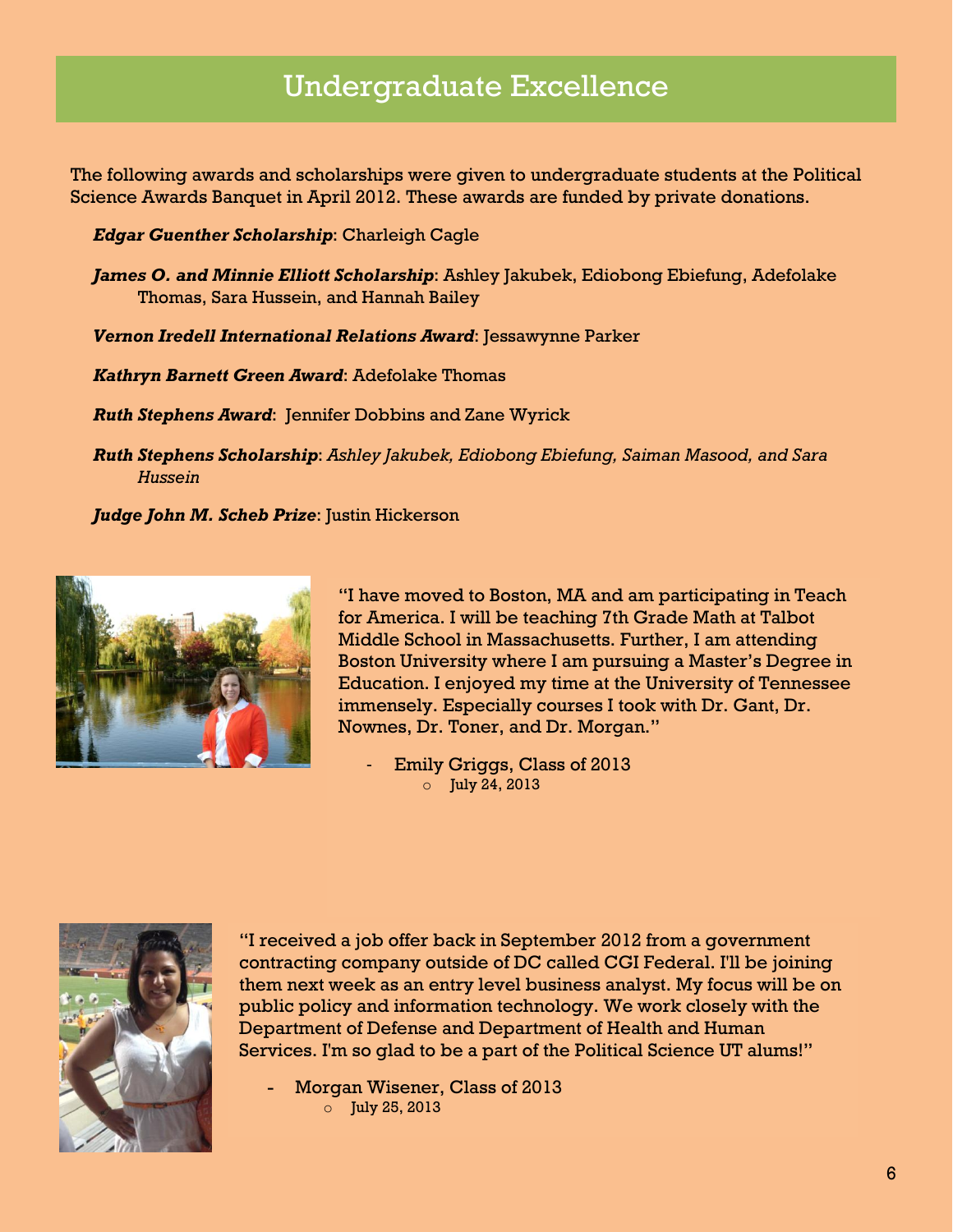# Undergraduate Excellence

The following awards and scholarships were given to undergraduate students at the Political Science Awards Banquet in April 2012. These awards are funded by private donations.

***Edgar Guenther Scholarship***: Charleigh Cagle

***James O. and Minnie Elliott Scholarship***: Ashley Jakubek, Ediobong Ebiefung, Adefolake Thomas, Sara Hussein, and Hannah Bailey

***Vernon Iredell International Relations Award***: Jessawynne Parker

***Kathryn Barnett Green Award***: Adefolake Thomas

***Ruth Stephens Award***: Jennifer Dobbins and Zane Wyrick

***Ruth Stephens Scholarship***: *Ashley Jakubek, Ediobong Ebiefung, Saiman Masood, and Sara Hussein*

***Judge John M. Scheb Prize***: Justin Hickerson

"I have moved to Boston, MA and am participating in Teach for America. I will be teaching 7th Grade Math at Talbot Middle School in Massachusetts. Further, I am attending Boston University where I am pursuing a Master's Degree in Education. I enjoyed my time at the University of Tennessee immensely. Especially courses I took with Dr. Gant, Dr. Nownes, Dr. Toner, and Dr. Morgan."

- Emily Griggs, Class of 2013
  - July 24, 2013

"I received a job offer back in September 2012 from a government contracting company outside of DC called CGI Federal. I'll be joining them next week as an entry level business analyst. My focus will be on public policy and information technology. We work closely with the Department of Defense and Department of Health and Human Services. I'm so glad to be a part of the Political Science UT alums!"

- Morgan Wisener, Class of 2013
  - July 25, 2013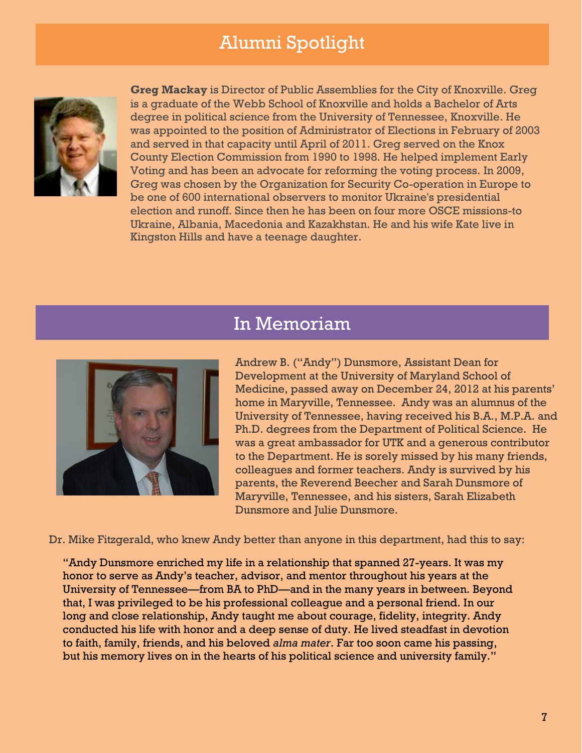## Alumni Spotlight

**Greg Mackay** is Director of Public Assemblies for the City of Knoxville. Greg is a graduate of the Webb School of Knoxville and holds a Bachelor of Arts degree in political science from the University of Tennessee, Knoxville. He was appointed to the position of Administrator of Elections in February of 2003 and served in that capacity until April of 2011. Greg served on the Knox County Election Commission from 1990 to 1998. He helped implement Early Voting and has been an advocate for reforming the voting process. In 2009, Greg was chosen by the Organization for Security Co-operation in Europe to be one of 600 international observers to monitor Ukraine's presidential election and runoff. Since then he has been on four more OSCE missions-to Ukraine, Albania, Macedonia and Kazakhstan. He and his wife Kate live in Kingston Hills and have a teenage daughter.

## In Memoriam

Andrew B. ("Andy") Dunsmore, Assistant Dean for Development at the University of Maryland School of Medicine, passed away on December 24, 2012 at his parents' home in Maryville, Tennessee. Andy was an alumnus of the University of Tennessee, having received his B.A., M.P.A. and Ph.D. degrees from the Department of Political Science. He was a great ambassador for UTK and a generous contributor to the Department. He is sorely missed by his many friends, colleagues and former teachers. Andy is survived by his parents, the Reverend Beecher and Sarah Dunsmore of Maryville, Tennessee, and his sisters, Sarah Elizabeth Dunsmore and Julie Dunsmore.

Dr. Mike Fitzgerald, who knew Andy better than anyone in this department, had this to say:

> "Andy Dunsmore enriched my life in a relationship that spanned 27-years. It was my honor to serve as Andy's teacher, advisor, and mentor throughout his years at the University of Tennessee—from BA to PhD—and in the many years in between. Beyond that, I was privileged to be his professional colleague and a personal friend. In our long and close relationship, Andy taught me about courage, fidelity, integrity. Andy conducted his life with honor and a deep sense of duty. He lived steadfast in devotion to faith, family, friends, and his beloved *alma mater*. Far too soon came his passing, but his memory lives on in the hearts of his political science and university family."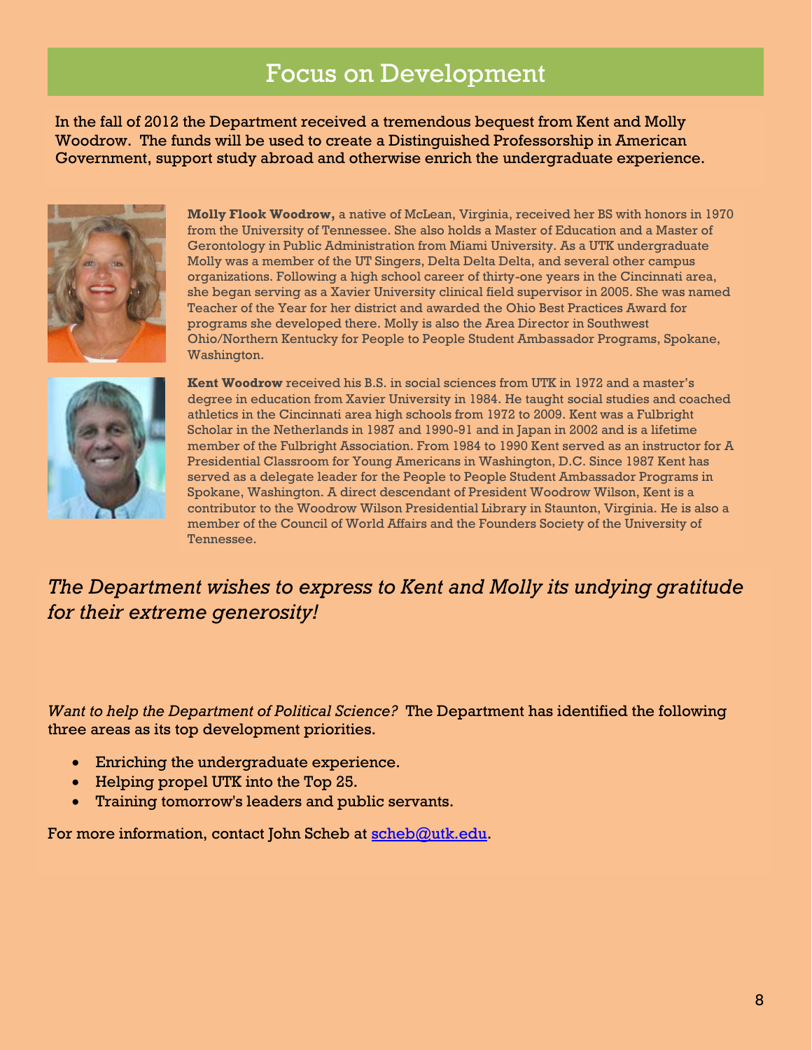# Focus on Development

In the fall of 2012 the Department received a tremendous bequest from Kent and Molly Woodrow. The funds will be used to create a Distinguished Professorship in American Government, support study abroad and otherwise enrich the undergraduate experience.

**Molly Flook Woodrow,** a native of McLean, Virginia, received her BS with honors in 1970 from the University of Tennessee. She also holds a Master of Education and a Master of Gerontology in Public Administration from Miami University. As a UTK undergraduate Molly was a member of the UT Singers, Delta Delta Delta, and several other campus organizations. Following a high school career of thirty-one years in the Cincinnati area, she began serving as a Xavier University clinical field supervisor in 2005. She was named Teacher of the Year for her district and awarded the Ohio Best Practices Award for programs she developed there. Molly is also the Area Director in Southwest Ohio/Northern Kentucky for People to People Student Ambassador Programs, Spokane, Washington.

**Kent Woodrow** received his B.S. in social sciences from UTK in 1972 and a master's degree in education from Xavier University in 1984. He taught social studies and coached athletics in the Cincinnati area high schools from 1972 to 2009. Kent was a Fulbright Scholar in the Netherlands in 1987 and 1990-91 and in Japan in 2002 and is a lifetime member of the Fulbright Association. From 1984 to 1990 Kent served as an instructor for A Presidential Classroom for Young Americans in Washington, D.C. Since 1987 Kent has served as a delegate leader for the People to People Student Ambassador Programs in Spokane, Washington. A direct descendant of President Woodrow Wilson, Kent is a contributor to the Woodrow Wilson Presidential Library in Staunton, Virginia. He is also a member of the Council of World Affairs and the Founders Society of the University of Tennessee.

*The Department wishes to express to Kent and Molly its undying gratitude for their extreme generosity!*

*Want to help the Department of Political Science?* The Department has identified the following three areas as its top development priorities.

- Enriching the undergraduate experience.
- Helping propel UTK into the Top 25.
- Training tomorrow's leaders and public servants.

For more information, contact John Scheb at scheb@utk.edu.